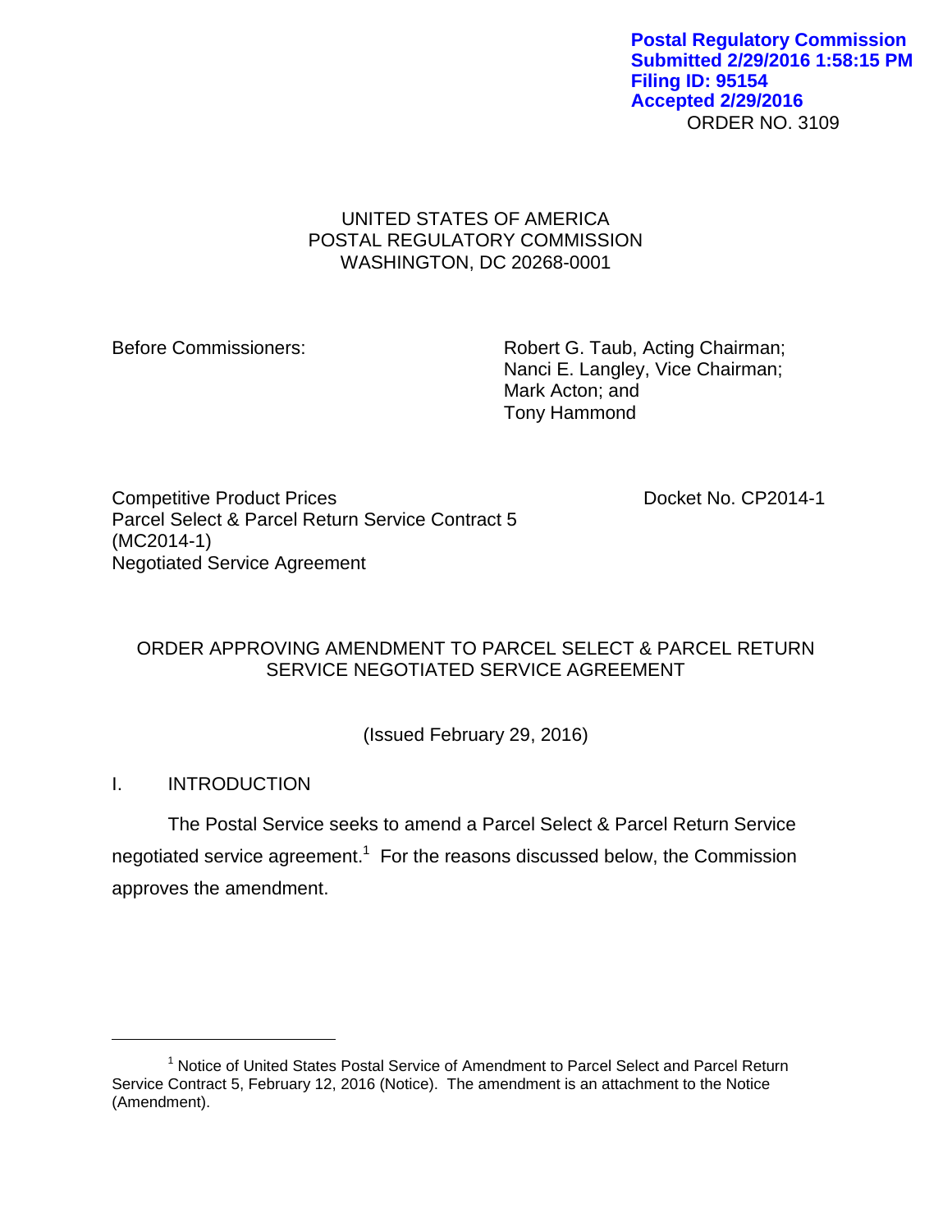Postal Regulatory Commission
Submitted 2/29/2016 1:58:15 PM
Filing ID: 95154
Accepted 2/29/2016

ORDER NO. 3109

UNITED STATES OF AMERICA
POSTAL REGULATORY COMMISSION
WASHINGTON, DC 20268-0001

Before Commissioners: Robert G. Taub, Acting Chairman;
Nanci E. Langley, Vice Chairman;
Mark Acton; and
Tony Hammond

Competitive Product Prices
Parcel Select & Parcel Return Service Contract 5
(MC2014-1)
Negotiated Service Agreement

Docket No. CP2014-1

ORDER APPROVING AMENDMENT TO PARCEL SELECT & PARCEL RETURN SERVICE NEGOTIATED SERVICE AGREEMENT

(Issued February 29, 2016)

## I. INTRODUCTION

The Postal Service seeks to amend a Parcel Select & Parcel Return Service negotiated service agreement.[1] For the reasons discussed below, the Commission approves the amendment.

---

[1] Notice of United States Postal Service of Amendment to Parcel Select and Parcel Return Service Contract 5, February 12, 2016 (Notice). The amendment is an attachment to the Notice (Amendment).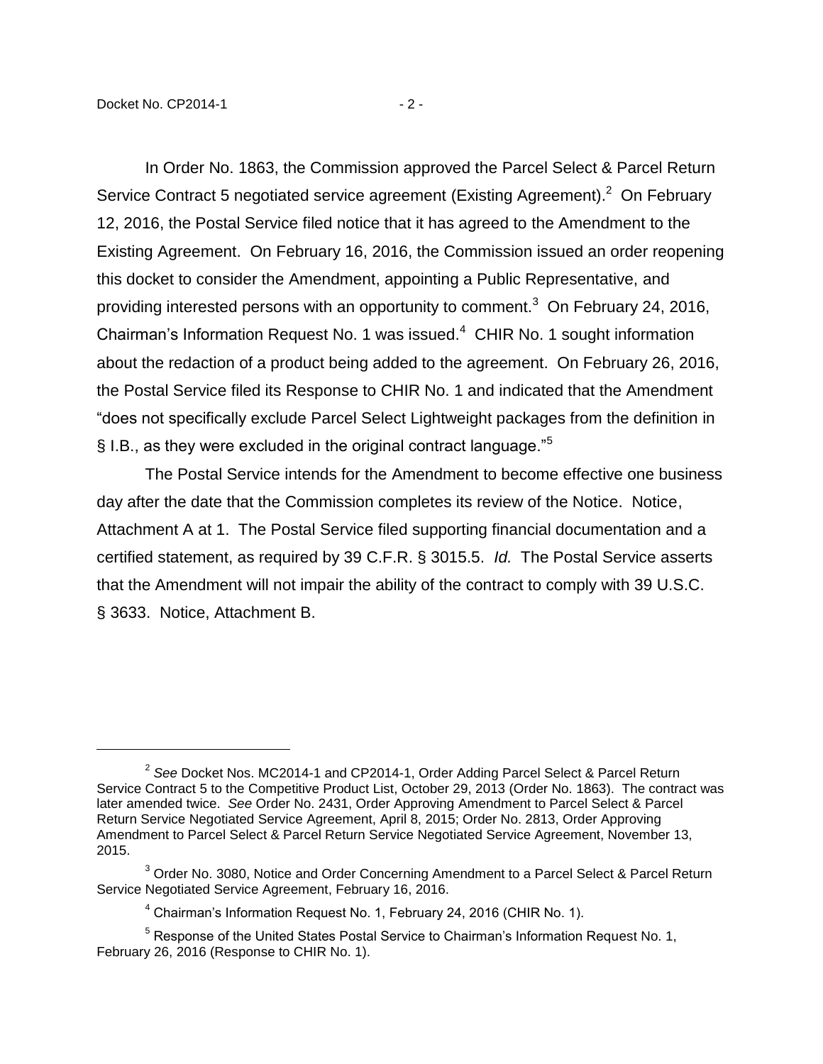In Order No. 1863, the Commission approved the Parcel Select & Parcel Return Service Contract 5 negotiated service agreement (Existing Agreement).[2] On February 12, 2016, the Postal Service filed notice that it has agreed to the Amendment to the Existing Agreement. On February 16, 2016, the Commission issued an order reopening this docket to consider the Amendment, appointing a Public Representative, and providing interested persons with an opportunity to comment.[3] On February 24, 2016, Chairman's Information Request No. 1 was issued.[4] CHIR No. 1 sought information about the redaction of a product being added to the agreement. On February 26, 2016, the Postal Service filed its Response to CHIR No. 1 and indicated that the Amendment "does not specifically exclude Parcel Select Lightweight packages from the definition in § I.B., as they were excluded in the original contract language."[5]

The Postal Service intends for the Amendment to become effective one business day after the date that the Commission completes its review of the Notice. Notice, Attachment A at 1. The Postal Service filed supporting financial documentation and a certified statement, as required by 39 C.F.R. § 3015.5. *Id.* The Postal Service asserts that the Amendment will not impair the ability of the contract to comply with 39 U.S.C. § 3633. Notice, Attachment B.

---

[2] *See* Docket Nos. MC2014-1 and CP2014-1, Order Adding Parcel Select & Parcel Return Service Contract 5 to the Competitive Product List, October 29, 2013 (Order No. 1863). The contract was later amended twice. *See* Order No. 2431, Order Approving Amendment to Parcel Select & Parcel Return Service Negotiated Service Agreement, April 8, 2015; Order No. 2813, Order Approving Amendment to Parcel Select & Parcel Return Service Negotiated Service Agreement, November 13, 2015.

[3] Order No. 3080, Notice and Order Concerning Amendment to a Parcel Select & Parcel Return Service Negotiated Service Agreement, February 16, 2016.

[4] Chairman's Information Request No. 1, February 24, 2016 (CHIR No. 1).

[5] Response of the United States Postal Service to Chairman's Information Request No. 1, February 26, 2016 (Response to CHIR No. 1).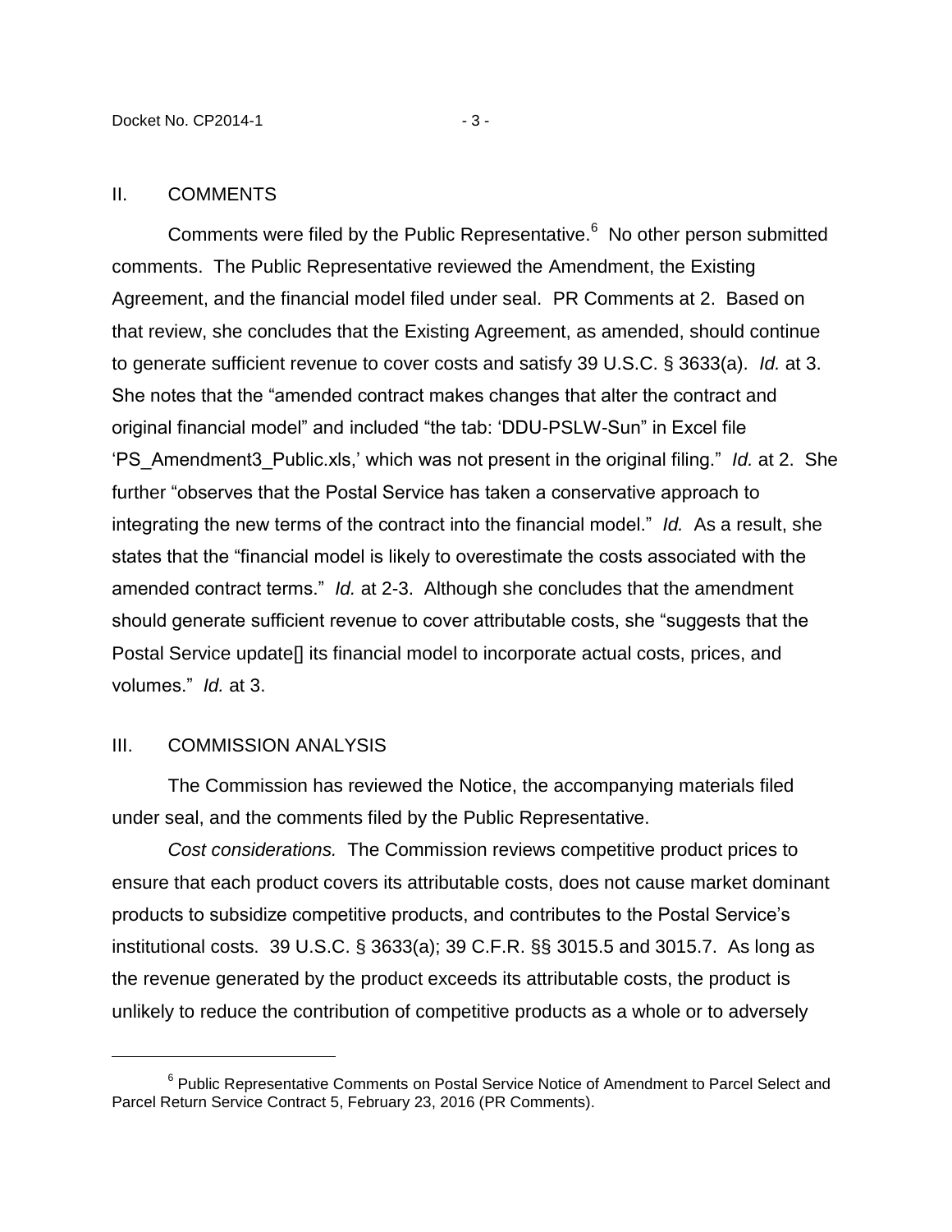## II. COMMENTS

Comments were filed by the Public Representative.[6] No other person submitted comments. The Public Representative reviewed the Amendment, the Existing Agreement, and the financial model filed under seal. PR Comments at 2. Based on that review, she concludes that the Existing Agreement, as amended, should continue to generate sufficient revenue to cover costs and satisfy 39 U.S.C. § 3633(a). *Id.* at 3. She notes that the "amended contract makes changes that alter the contract and original financial model" and included "the tab: 'DDU-PSLW-Sun" in Excel file 'PS_Amendment3_Public.xls,' which was not present in the original filing." *Id.* at 2. She further "observes that the Postal Service has taken a conservative approach to integrating the new terms of the contract into the financial model." *Id.* As a result, she states that the "financial model is likely to overestimate the costs associated with the amended contract terms." *Id.* at 2-3. Although she concludes that the amendment should generate sufficient revenue to cover attributable costs, she "suggests that the Postal Service update[] its financial model to incorporate actual costs, prices, and volumes." *Id.* at 3.

## III. COMMISSION ANALYSIS

The Commission has reviewed the Notice, the accompanying materials filed under seal, and the comments filed by the Public Representative.

*Cost considerations.* The Commission reviews competitive product prices to ensure that each product covers its attributable costs, does not cause market dominant products to subsidize competitive products, and contributes to the Postal Service's institutional costs. 39 U.S.C. § 3633(a); 39 C.F.R. §§ 3015.5 and 3015.7. As long as the revenue generated by the product exceeds its attributable costs, the product is unlikely to reduce the contribution of competitive products as a whole or to adversely

[6] Public Representative Comments on Postal Service Notice of Amendment to Parcel Select and Parcel Return Service Contract 5, February 23, 2016 (PR Comments).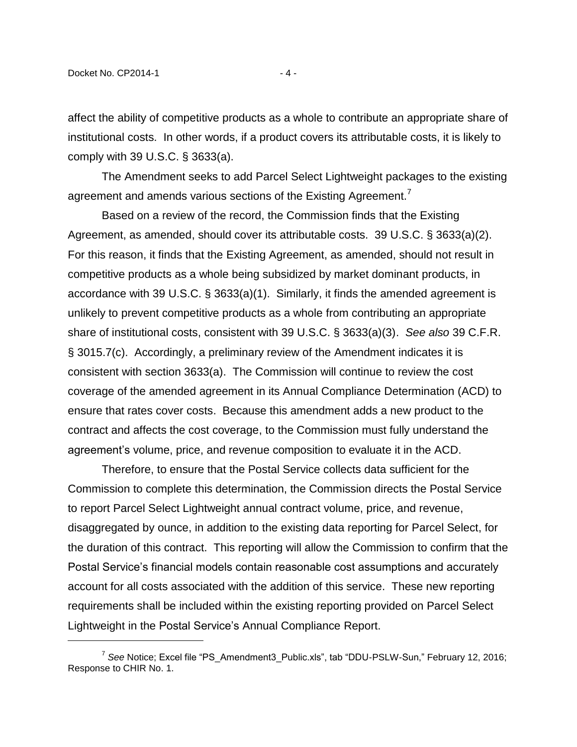affect the ability of competitive products as a whole to contribute an appropriate share of institutional costs. In other words, if a product covers its attributable costs, it is likely to comply with 39 U.S.C. § 3633(a).

The Amendment seeks to add Parcel Select Lightweight packages to the existing agreement and amends various sections of the Existing Agreement.[7]

Based on a review of the record, the Commission finds that the Existing Agreement, as amended, should cover its attributable costs. 39 U.S.C. § 3633(a)(2). For this reason, it finds that the Existing Agreement, as amended, should not result in competitive products as a whole being subsidized by market dominant products, in accordance with 39 U.S.C. § 3633(a)(1). Similarly, it finds the amended agreement is unlikely to prevent competitive products as a whole from contributing an appropriate share of institutional costs, consistent with 39 U.S.C. § 3633(a)(3). *See also* 39 C.F.R. § 3015.7(c). Accordingly, a preliminary review of the Amendment indicates it is consistent with section 3633(a). The Commission will continue to review the cost coverage of the amended agreement in its Annual Compliance Determination (ACD) to ensure that rates cover costs. Because this amendment adds a new product to the contract and affects the cost coverage, to the Commission must fully understand the agreement's volume, price, and revenue composition to evaluate it in the ACD.

Therefore, to ensure that the Postal Service collects data sufficient for the Commission to complete this determination, the Commission directs the Postal Service to report Parcel Select Lightweight annual contract volume, price, and revenue, disaggregated by ounce, in addition to the existing data reporting for Parcel Select, for the duration of this contract. This reporting will allow the Commission to confirm that the Postal Service's financial models contain reasonable cost assumptions and accurately account for all costs associated with the addition of this service. These new reporting requirements shall be included within the existing reporting provided on Parcel Select Lightweight in the Postal Service's Annual Compliance Report.

[7] *See* Notice; Excel file "PS_Amendment3_Public.xls", tab "DDU-PSLW-Sun," February 12, 2016; Response to CHIR No. 1.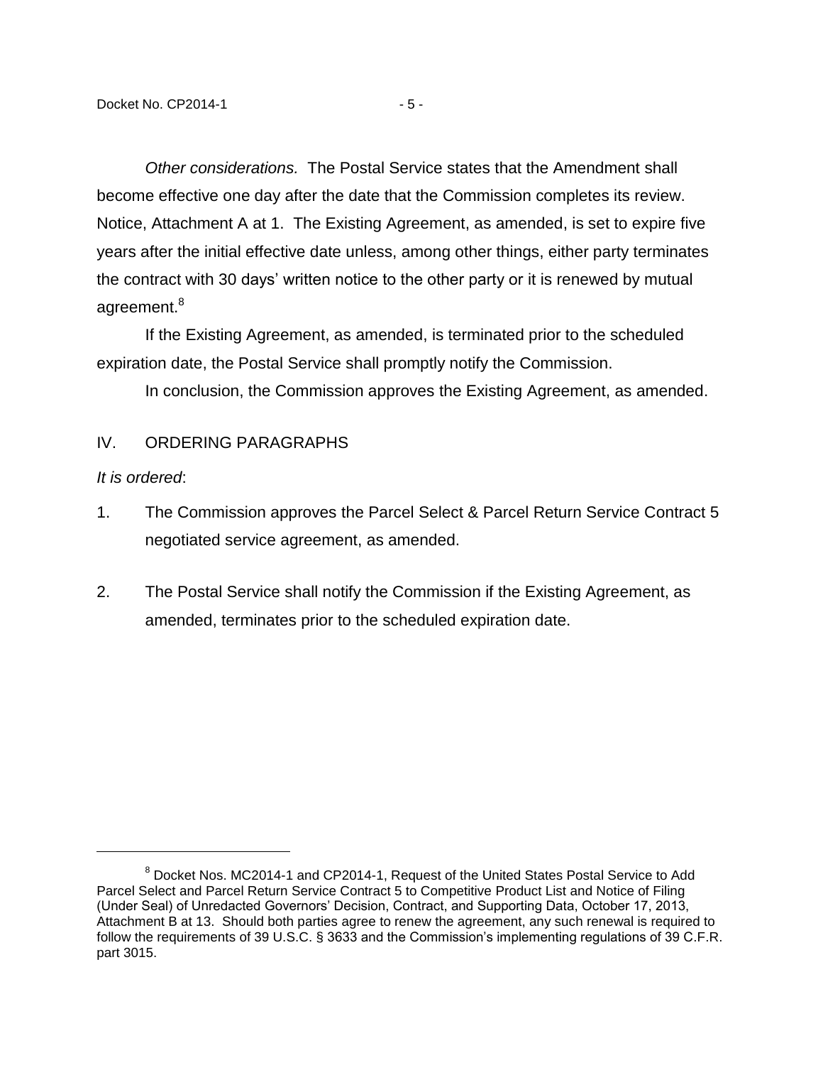*Other considerations.* The Postal Service states that the Amendment shall become effective one day after the date that the Commission completes its review. Notice, Attachment A at 1. The Existing Agreement, as amended, is set to expire five years after the initial effective date unless, among other things, either party terminates the contract with 30 days' written notice to the other party or it is renewed by mutual agreement.[8]

If the Existing Agreement, as amended, is terminated prior to the scheduled expiration date, the Postal Service shall promptly notify the Commission.

In conclusion, the Commission approves the Existing Agreement, as amended.

## IV. ORDERING PARAGRAPHS

*It is ordered*:

1. The Commission approves the Parcel Select & Parcel Return Service Contract 5 negotiated service agreement, as amended.

2. The Postal Service shall notify the Commission if the Existing Agreement, as amended, terminates prior to the scheduled expiration date.

---

[8] Docket Nos. MC2014-1 and CP2014-1, Request of the United States Postal Service to Add Parcel Select and Parcel Return Service Contract 5 to Competitive Product List and Notice of Filing (Under Seal) of Unredacted Governors' Decision, Contract, and Supporting Data, October 17, 2013, Attachment B at 13. Should both parties agree to renew the agreement, any such renewal is required to follow the requirements of 39 U.S.C. § 3633 and the Commission's implementing regulations of 39 C.F.R. part 3015.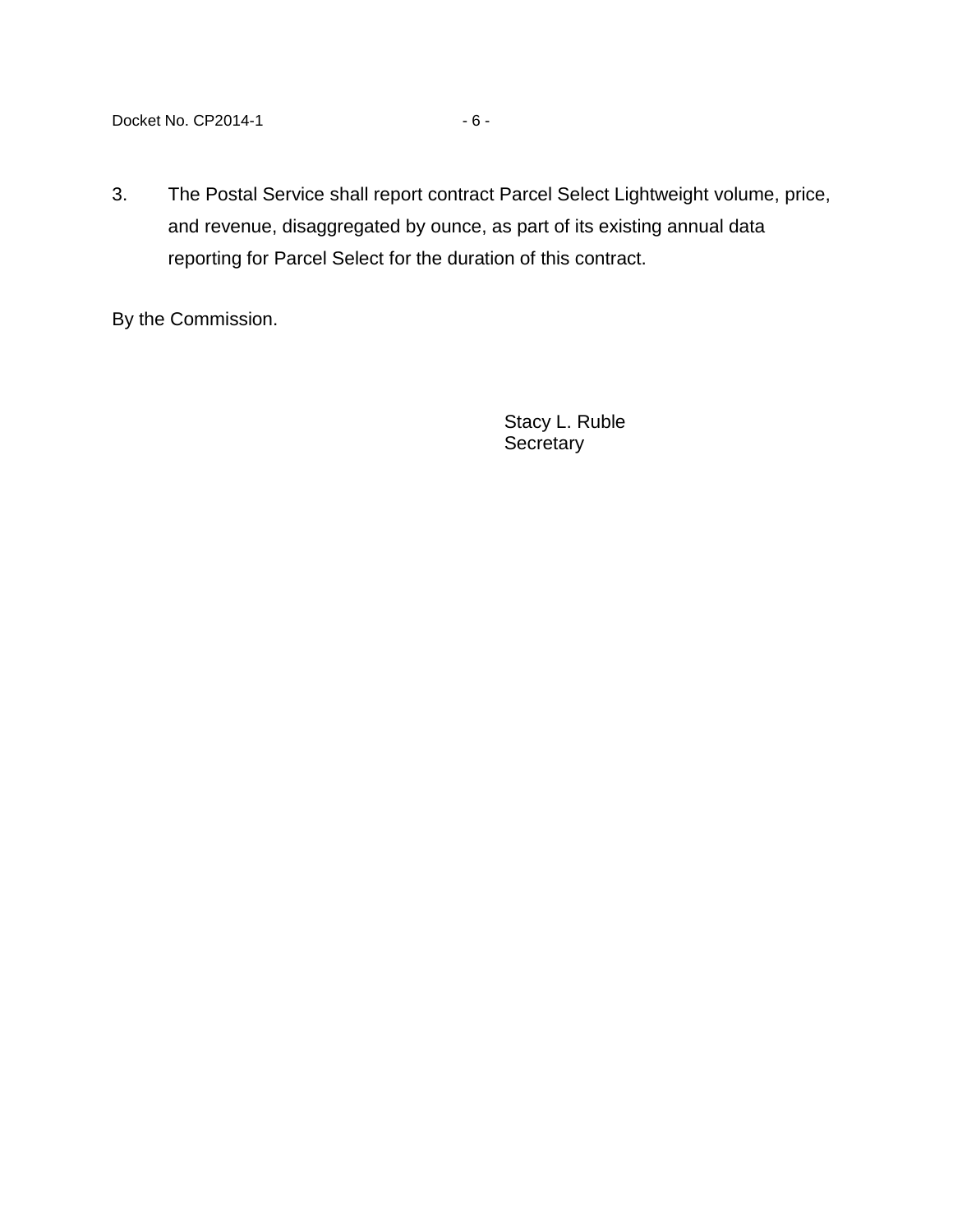3. The Postal Service shall report contract Parcel Select Lightweight volume, price, and revenue, disaggregated by ounce, as part of its existing annual data reporting for Parcel Select for the duration of this contract.

By the Commission.

Stacy L. Ruble
Secretary